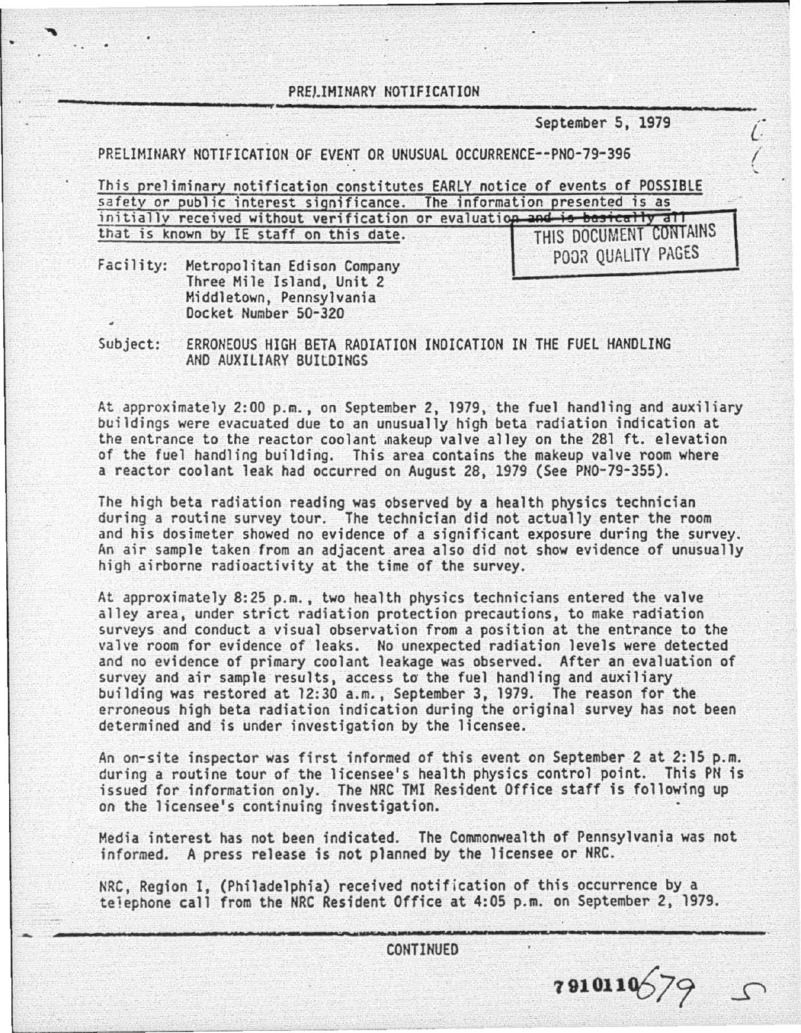PRELIMINARY NOTIFICATION

September 5, 1979

PRELIMINARY NOTIFICATION OF EVENT OR UNUSUAL OCCURRENCE--PNO-79-396

This preliminary notification constitutes EARLY notice of events of POSSIBLE safety or public interest significance. The information presented is as initially received without verification or evaluation and is basically all that is known by IE staff on this date.

THIS DOCUMENT CONTAINS POOR QUALITY PAGES

Facility: Metropolitan Edison Company
Three Mile Island, Unit 2
Middletown, Pennsylvania
Docket Number 50-320

Subject: ERRONEOUS HIGH BETA RADIATION INDICATION IN THE FUEL HANDLING AND AUXILIARY BUILDINGS

At approximately 2:00 p.m., on September 2, 1979, the fuel handling and auxiliary buildings were evacuated due to an unusually high beta radiation indication at the entrance to the reactor coolant makeup valve alley on the 281 ft. elevation of the fuel handling building. This area contains the makeup valve room where a reactor coolant leak had occurred on August 28, 1979 (See PNO-79-355).

The high beta radiation reading was observed by a health physics technician during a routine survey tour. The technician did not actually enter the room and his dosimeter showed no evidence of a significant exposure during the survey. An air sample taken from an adjacent area also did not show evidence of unusually high airborne radioactivity at the time of the survey.

At approximately 8:25 p.m., two health physics technicians entered the valve alley area, under strict radiation protection precautions, to make radiation surveys and conduct a visual observation from a position at the entrance to the valve room for evidence of leaks. No unexpected radiation levels were detected and no evidence of primary coolant leakage was observed. After an evaluation of survey and air sample results, access to the fuel handling and auxiliary building was restored at 12:30 a.m., September 3, 1979. The reason for the erroneous high beta radiation indication during the original survey has not been determined and is under investigation by the licensee.

An on-site inspector was first informed of this event on September 2 at 2:15 p.m. during a routine tour of the licensee's health physics control point. This PN is issued for information only. The NRC TMI Resident Office staff is following up on the licensee's continuing investigation.

Media interest has not been indicated. The Commonwealth of Pennsylvania was not informed. A press release is not planned by the licensee or NRC.

NRC, Region I, (Philadelphia) received notification of this occurrence by a telephone call from the NRC Resident Office at 4:05 p.m. on September 2, 1979.

CONTINUED

7910110679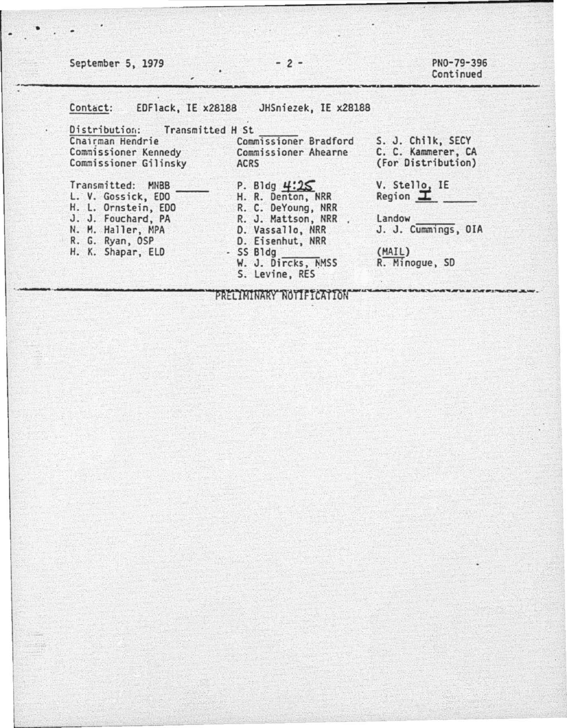Contact: EDFlack, IE x28188 JHSniezek, IE x28188

Distribution: Transmitted H St ______

| | | |
|---|---|---|
| Chairman Hendrie | Commissioner Bradford | S. J. Chilk, SECY |
| Commissioner Kennedy | Commissioner Ahearne | C. C. Kammerer, CA |
| Commissioner Gilinsky | ACRS | (For Distribution) |
| | | |
| Transmitted: MNBB ______ | P. Bldg 4:25 | V. Stello, IE |
| L. V. Gossick, EDO | H. R. Denton, NRR | Region I ______ |
| H. L. Ornstein, EDO | R. C. DeYoung, NRR | |
| J. J. Fouchard, PA | R. J. Mattson, NRR | Landow ______ |
| N. M. Haller, MPA | D. Vassallo, NRR | J. J. Cummings, OIA |
| R. G. Ryan, OSP | D. Eisenhut, NRR | |
| H. K. Shapar, ELD | SS Bldg ______ | (MAIL) |
| | W. J. Dircks, NMSS | R. Minogue, SD |
| | S. Levine, RES | |

PRELIMINARY NOTIFICATION